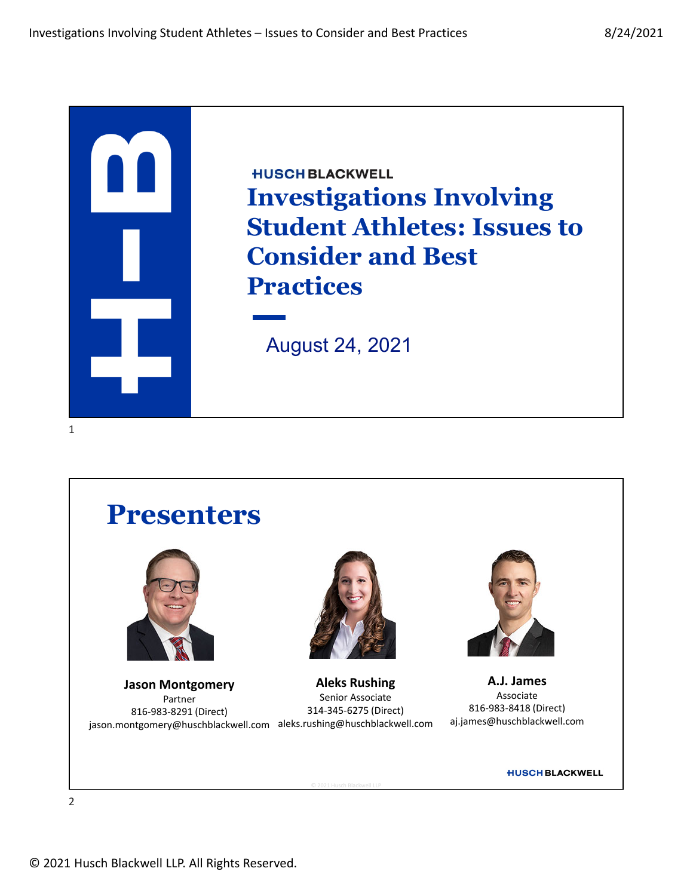HUSCH BLACKWELL

# Investigations Involving Student Athletes: Issues to Consider and Best Practices

August 24, 2021

## Presenters

**Jason Montgomery**
Partner
816-983-8291 (Direct)
jason.montgomery@huschblackwell.com

**Aleks Rushing**
Senior Associate
314-345-6275 (Direct)
aleks.rushing@huschblackwell.com

**A.J. James**
Associate
816-983-8418 (Direct)
aj.james@huschblackwell.com

HUSCH BLACKWELL

© 2021 Husch Blackwell LLP. All Rights Reserved.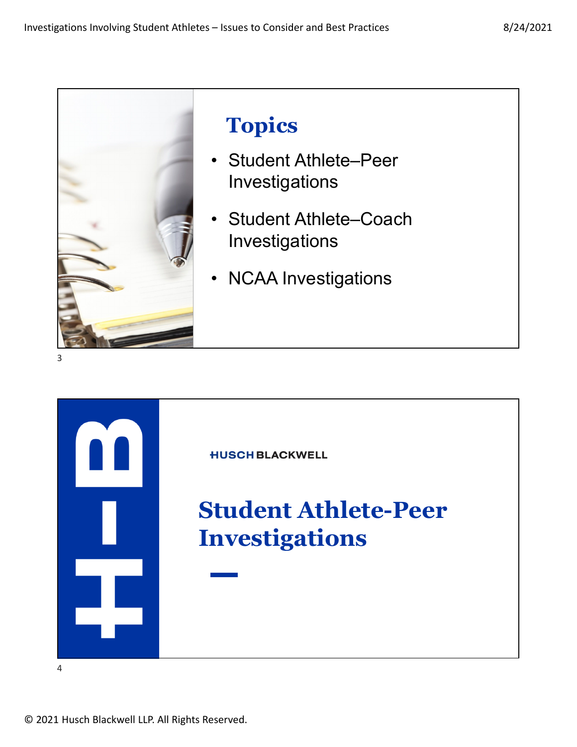## Topics

- Student Athlete–Peer Investigations
- Student Athlete–Coach Investigations
- NCAA Investigations

HUSCH BLACKWELL

## Student Athlete-Peer Investigations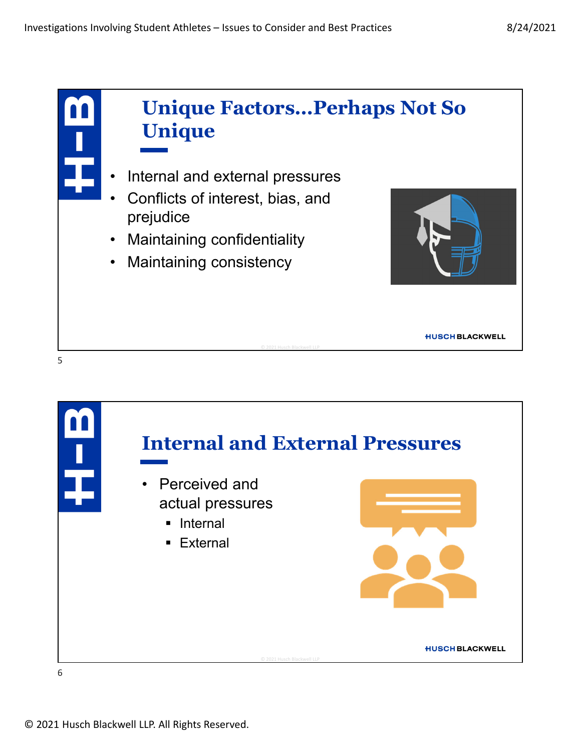## Unique Factors…Perhaps Not So Unique

- Internal and external pressures
- Conflicts of interest, bias, and prejudice
- Maintaining confidentiality
- Maintaining consistency

## Internal and External Pressures

- Perceived and actual pressures
  - Internal
  - External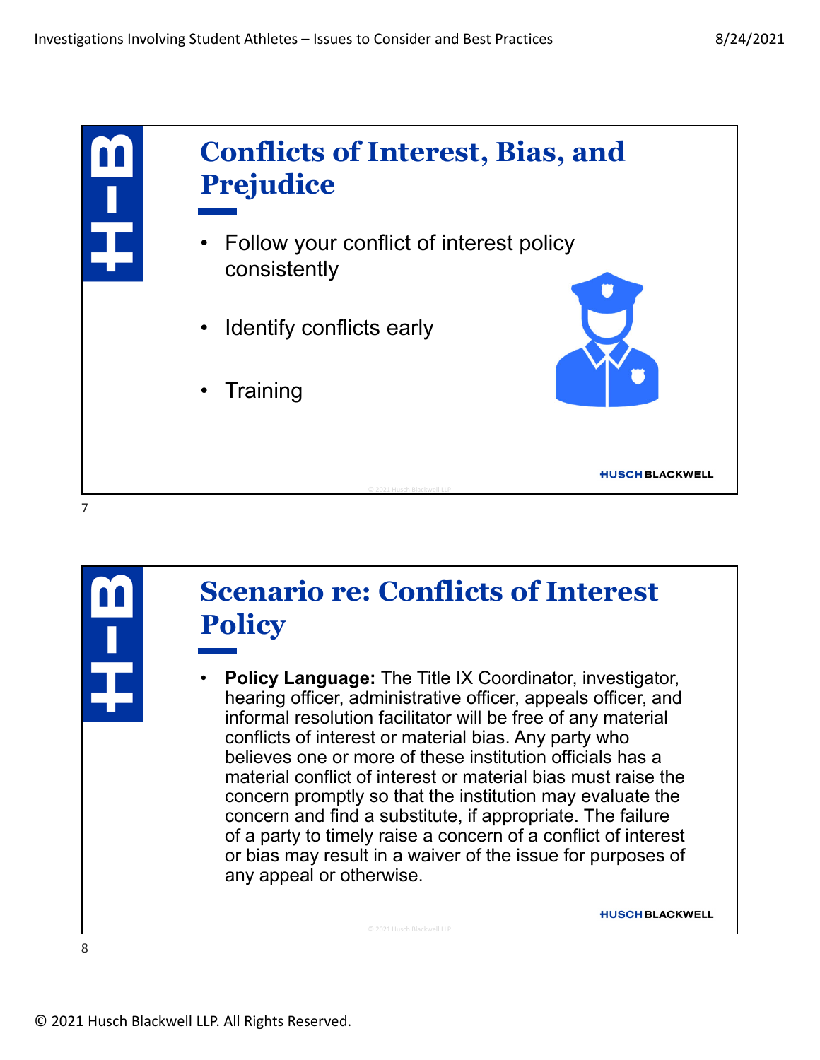## Conflicts of Interest, Bias, and Prejudice

- Follow your conflict of interest policy consistently
- Identify conflicts early
- Training

## Scenario re: Conflicts of Interest Policy

- **Policy Language:** The Title IX Coordinator, investigator, hearing officer, administrative officer, appeals officer, and informal resolution facilitator will be free of any material conflicts of interest or material bias. Any party who believes one or more of these institution officials has a material conflict of interest or material bias must raise the concern promptly so that the institution may evaluate the concern and find a substitute, if appropriate. The failure of a party to timely raise a concern of a conflict of interest or bias may result in a waiver of the issue for purposes of any appeal or otherwise.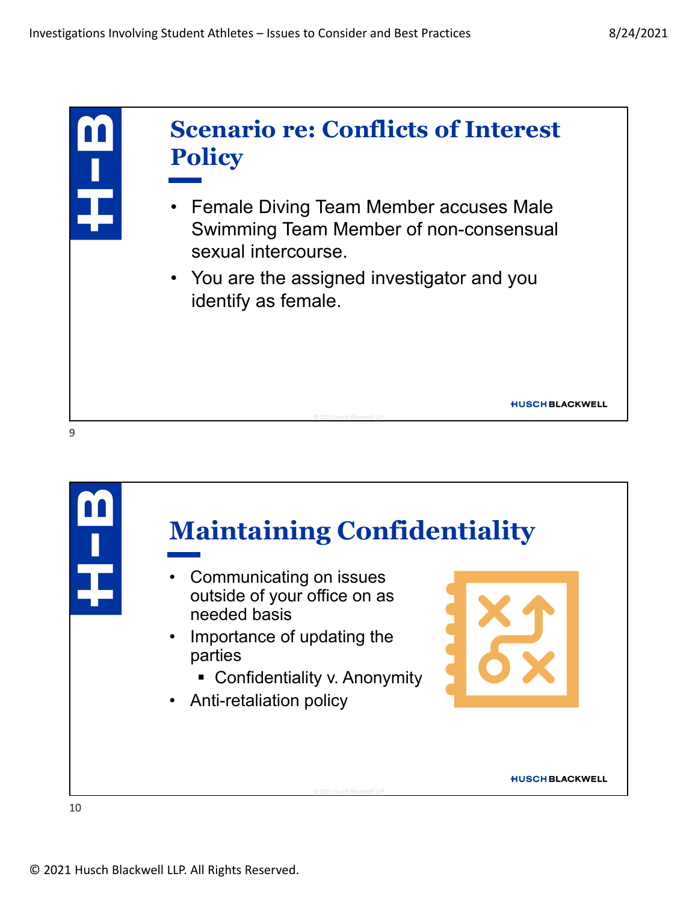## Scenario re: Conflicts of Interest Policy

- Female Diving Team Member accuses Male Swimming Team Member of non-consensual sexual intercourse.
- You are the assigned investigator and you identify as female.

## Maintaining Confidentiality

- Communicating on issues outside of your office on as needed basis
- Importance of updating the parties
  - Confidentiality v. Anonymity
- Anti-retaliation policy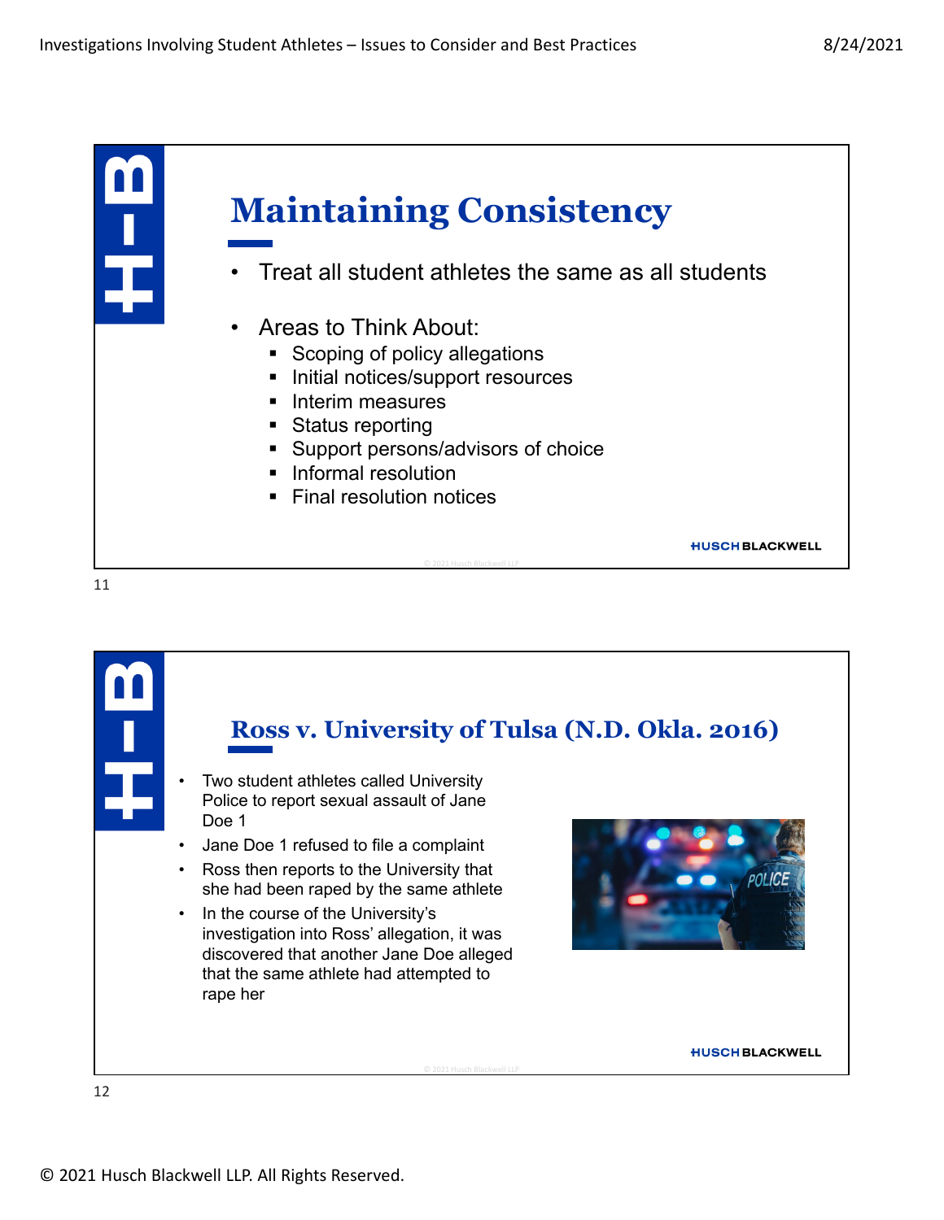## Maintaining Consistency

- Treat all student athletes the same as all students
- Areas to Think About:
  - Scoping of policy allegations
  - Initial notices/support resources
  - Interim measures
  - Status reporting
  - Support persons/advisors of choice
  - Informal resolution
  - Final resolution notices

## Ross v. University of Tulsa (N.D. Okla. 2016)

- Two student athletes called University Police to report sexual assault of Jane Doe 1
- Jane Doe 1 refused to file a complaint
- Ross then reports to the University that she had been raped by the same athlete
- In the course of the University's investigation into Ross' allegation, it was discovered that another Jane Doe alleged that the same athlete had attempted to rape her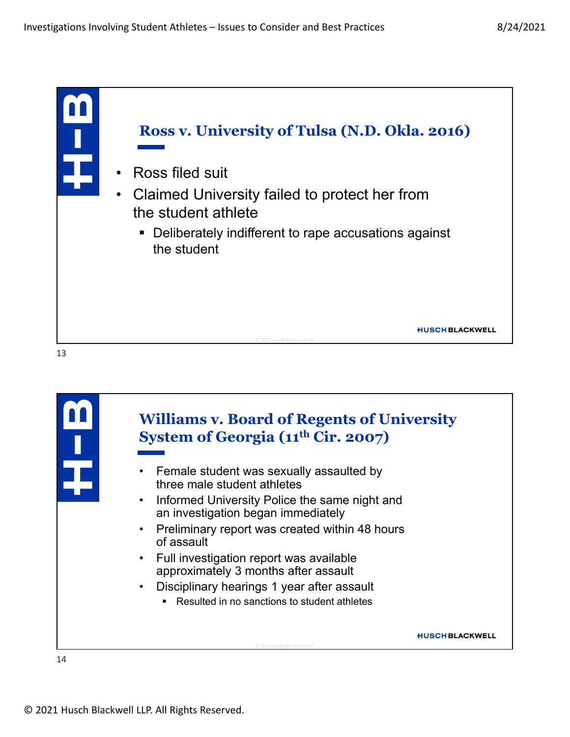## Ross v. University of Tulsa (N.D. Okla. 2016)

- Ross filed suit
- Claimed University failed to protect her from the student athlete
  - Deliberately indifferent to rape accusations against the student

## Williams v. Board of Regents of University System of Georgia (11th Cir. 2007)

- Female student was sexually assaulted by three male student athletes
- Informed University Police the same night and an investigation began immediately
- Preliminary report was created within 48 hours of assault
- Full investigation report was available approximately 3 months after assault
- Disciplinary hearings 1 year after assault
  - Resulted in no sanctions to student athletes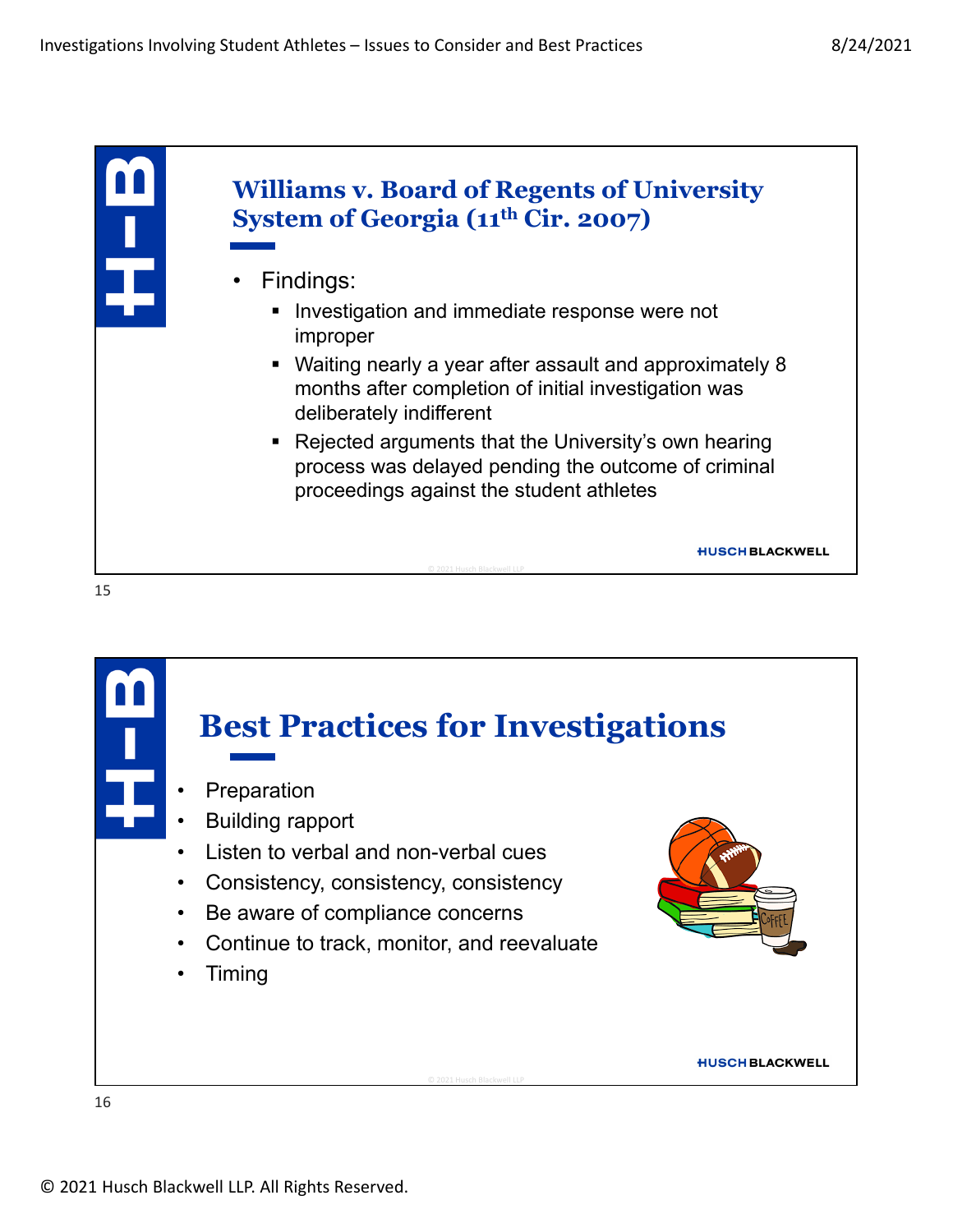## Williams v. Board of Regents of University System of Georgia (11th Cir. 2007)

- Findings:
  - Investigation and immediate response were not improper
  - Waiting nearly a year after assault and approximately 8 months after completion of initial investigation was deliberately indifferent
  - Rejected arguments that the University's own hearing process was delayed pending the outcome of criminal proceedings against the student athletes

## Best Practices for Investigations

- Preparation
- Building rapport
- Listen to verbal and non-verbal cues
- Consistency, consistency, consistency
- Be aware of compliance concerns
- Continue to track, monitor, and reevaluate
- Timing

© 2021 Husch Blackwell LLP. All Rights Reserved.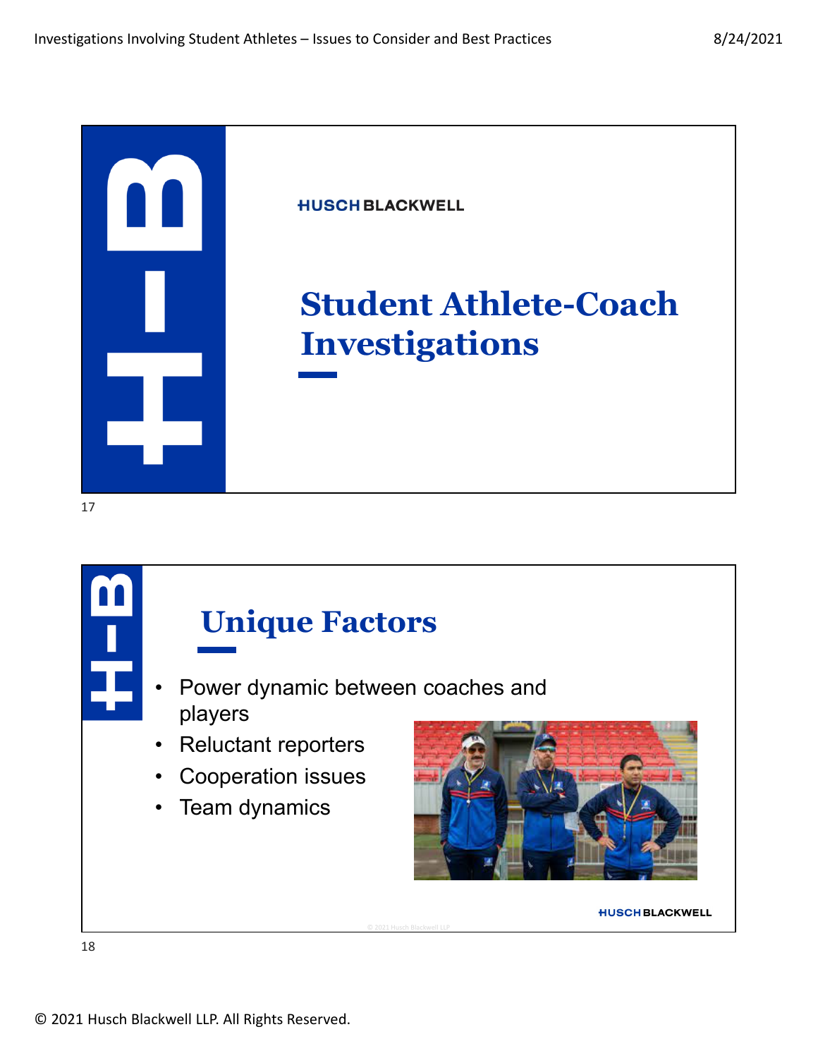# Student Athlete-Coach Investigations

## Unique Factors

- Power dynamic between coaches and players
- Reluctant reporters
- Cooperation issues
- Team dynamics

© 2021 Husch Blackwell LLP. All Rights Reserved.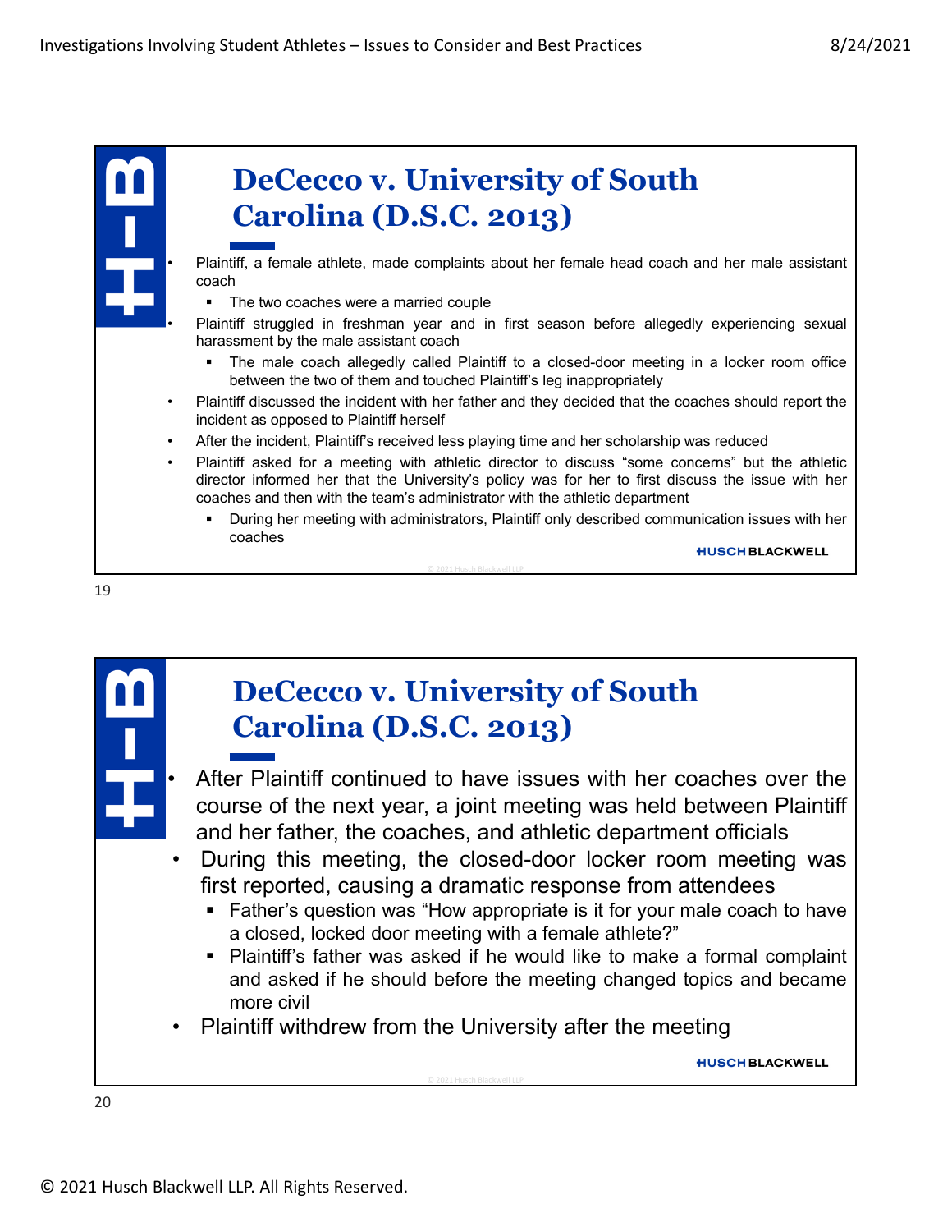## DeCecco v. University of South Carolina (D.S.C. 2013)

- Plaintiff, a female athlete, made complaints about her female head coach and her male assistant coach
  - The two coaches were a married couple
- Plaintiff struggled in freshman year and in first season before allegedly experiencing sexual harassment by the male assistant coach
  - The male coach allegedly called Plaintiff to a closed-door meeting in a locker room office between the two of them and touched Plaintiff's leg inappropriately
- Plaintiff discussed the incident with her father and they decided that the coaches should report the incident as opposed to Plaintiff herself
- After the incident, Plaintiff's received less playing time and her scholarship was reduced
- Plaintiff asked for a meeting with athletic director to discuss "some concerns" but the athletic director informed her that the University's policy was for her to first discuss the issue with her coaches and then with the team's administrator with the athletic department
  - During her meeting with administrators, Plaintiff only described communication issues with her coaches

## DeCecco v. University of South Carolina (D.S.C. 2013)

- After Plaintiff continued to have issues with her coaches over the course of the next year, a joint meeting was held between Plaintiff and her father, the coaches, and athletic department officials
- During this meeting, the closed-door locker room meeting was first reported, causing a dramatic response from attendees
  - Father's question was "How appropriate is it for your male coach to have a closed, locked door meeting with a female athlete?"
  - Plaintiff's father was asked if he would like to make a formal complaint and asked if he should before the meeting changed topics and became more civil
- Plaintiff withdrew from the University after the meeting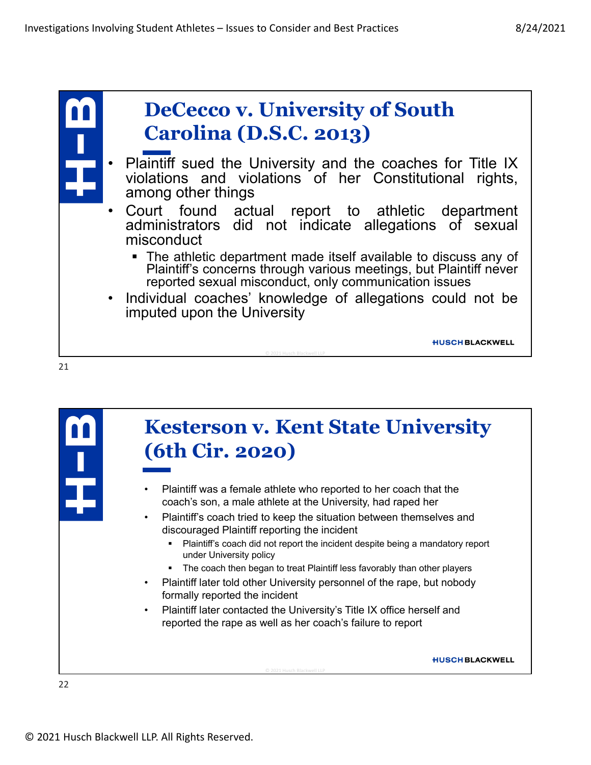## DeCecco v. University of South Carolina (D.S.C. 2013)

- Plaintiff sued the University and the coaches for Title IX violations and violations of her Constitutional rights, among other things
- Court found actual report to athletic department administrators did not indicate allegations of sexual misconduct
  - The athletic department made itself available to discuss any of Plaintiff's concerns through various meetings, but Plaintiff never reported sexual misconduct, only communication issues
- Individual coaches' knowledge of allegations could not be imputed upon the University

## Kesterson v. Kent State University (6th Cir. 2020)

- Plaintiff was a female athlete who reported to her coach that the coach's son, a male athlete at the University, had raped her
- Plaintiff's coach tried to keep the situation between themselves and discouraged Plaintiff reporting the incident
  - Plaintiff's coach did not report the incident despite being a mandatory report under University policy
  - The coach then began to treat Plaintiff less favorably than other players
- Plaintiff later told other University personnel of the rape, but nobody formally reported the incident
- Plaintiff later contacted the University's Title IX office herself and reported the rape as well as her coach's failure to report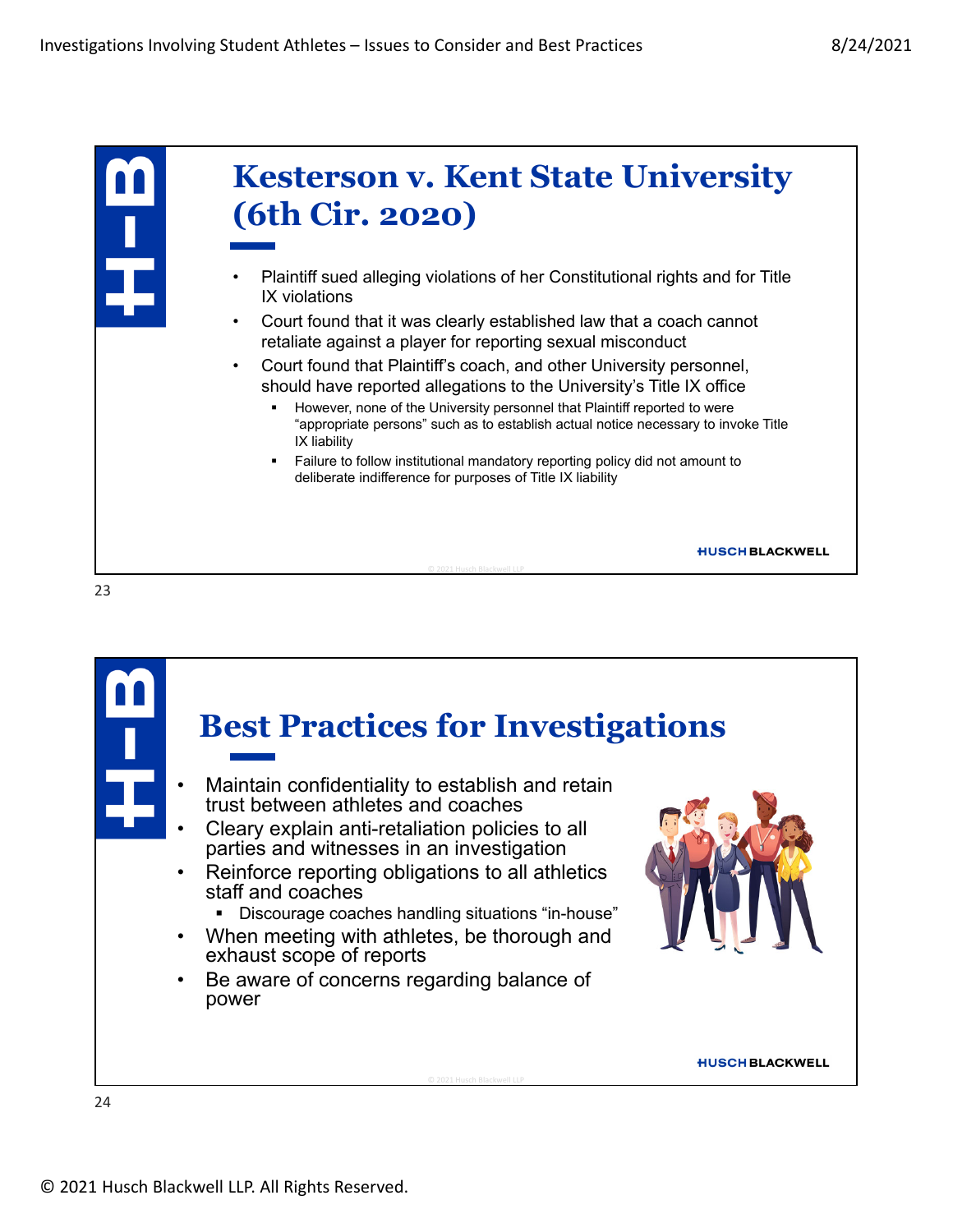## Kesterson v. Kent State University (6th Cir. 2020)

- Plaintiff sued alleging violations of her Constitutional rights and for Title IX violations
- Court found that it was clearly established law that a coach cannot retaliate against a player for reporting sexual misconduct
- Court found that Plaintiff's coach, and other University personnel, should have reported allegations to the University's Title IX office
  - However, none of the University personnel that Plaintiff reported to were "appropriate persons" such as to establish actual notice necessary to invoke Title IX liability
  - Failure to follow institutional mandatory reporting policy did not amount to deliberate indifference for purposes of Title IX liability

HUSCH BLACKWELL

## Best Practices for Investigations

- Maintain confidentiality to establish and retain trust between athletes and coaches
- Cleary explain anti-retaliation policies to all parties and witnesses in an investigation
- Reinforce reporting obligations to all athletics staff and coaches
  - Discourage coaches handling situations "in-house"
- When meeting with athletes, be thorough and exhaust scope of reports
- Be aware of concerns regarding balance of power

HUSCH BLACKWELL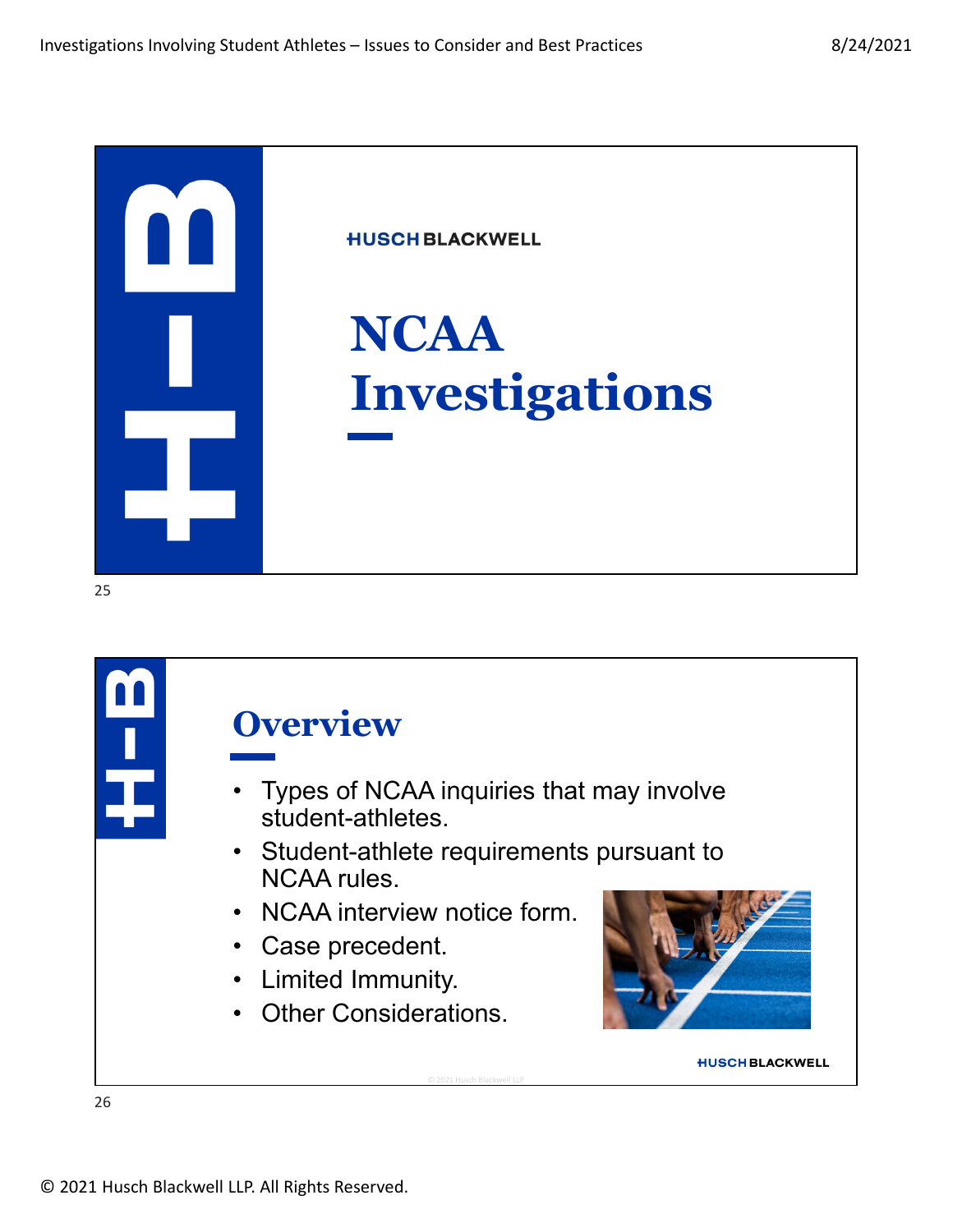HUSCH BLACKWELL

# NCAA Investigations

## Overview

- Types of NCAA inquiries that may involve student-athletes.
- Student-athlete requirements pursuant to NCAA rules.
- NCAA interview notice form.
- Case precedent.
- Limited Immunity.
- Other Considerations.

HUSCH BLACKWELL

© 2021 Husch Blackwell LLP. All Rights Reserved.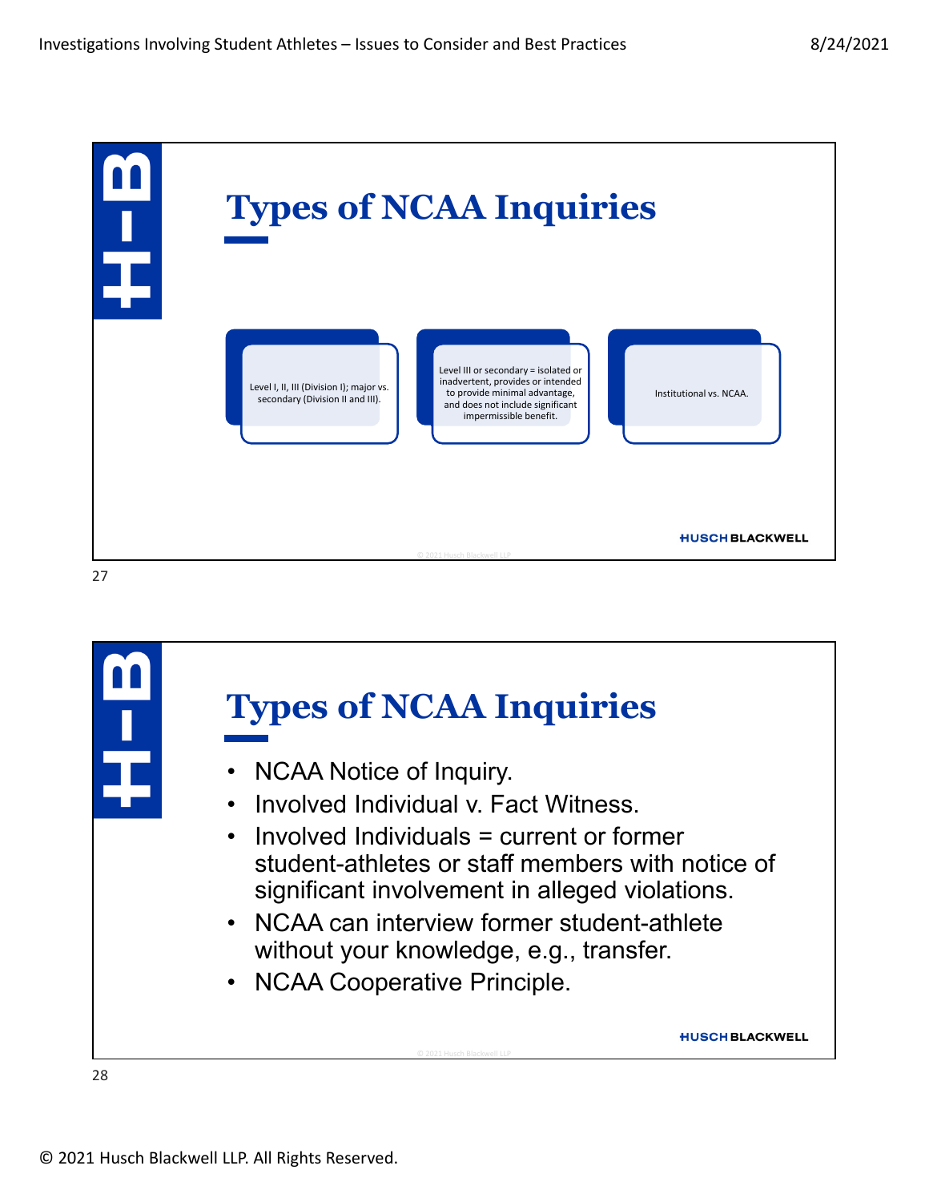## Types of NCAA Inquiries

- Level I, II, III (Division I); major vs. secondary (Division II and III).
- Level III or secondary = isolated or inadvertent, provides or intended to provide minimal advantage, and does not include significant impermissible benefit.
- Institutional vs. NCAA.

## Types of NCAA Inquiries

- NCAA Notice of Inquiry.
- Involved Individual v. Fact Witness.
- Involved Individuals = current or former student-athletes or staff members with notice of significant involvement in alleged violations.
- NCAA can interview former student-athlete without your knowledge, e.g., transfer.
- NCAA Cooperative Principle.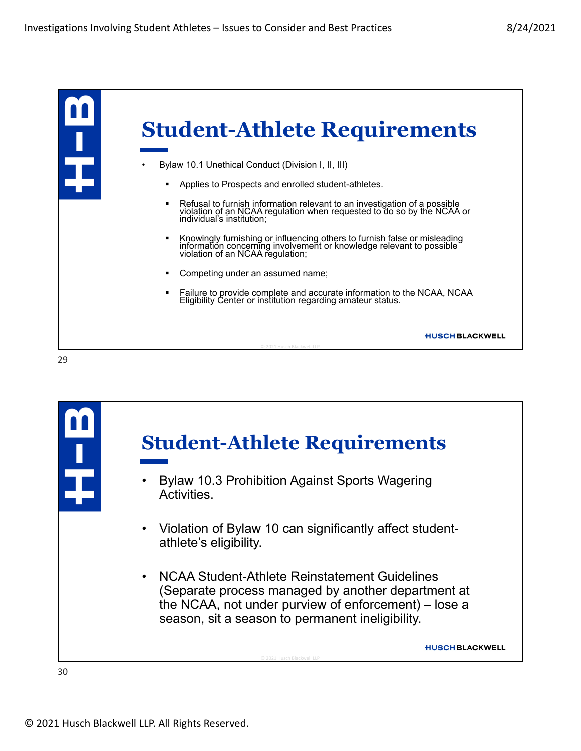## Student-Athlete Requirements

- Bylaw 10.1 Unethical Conduct (Division I, II, III)
  - Applies to Prospects and enrolled student-athletes.
  - Refusal to furnish information relevant to an investigation of a possible violation of an NCAA regulation when requested to do so by the NCAA or individual's institution;
  - Knowingly furnishing or influencing others to furnish false or misleading information concerning involvement or knowledge relevant to possible violation of an NCAA regulation;
  - Competing under an assumed name;
  - Failure to provide complete and accurate information to the NCAA, NCAA Eligibility Center or institution regarding amateur status.

## Student-Athlete Requirements

- Bylaw 10.3 Prohibition Against Sports Wagering Activities.
- Violation of Bylaw 10 can significantly affect student-athlete's eligibility.
- NCAA Student-Athlete Reinstatement Guidelines (Separate process managed by another department at the NCAA, not under purview of enforcement) – lose a season, sit a season to permanent ineligibility.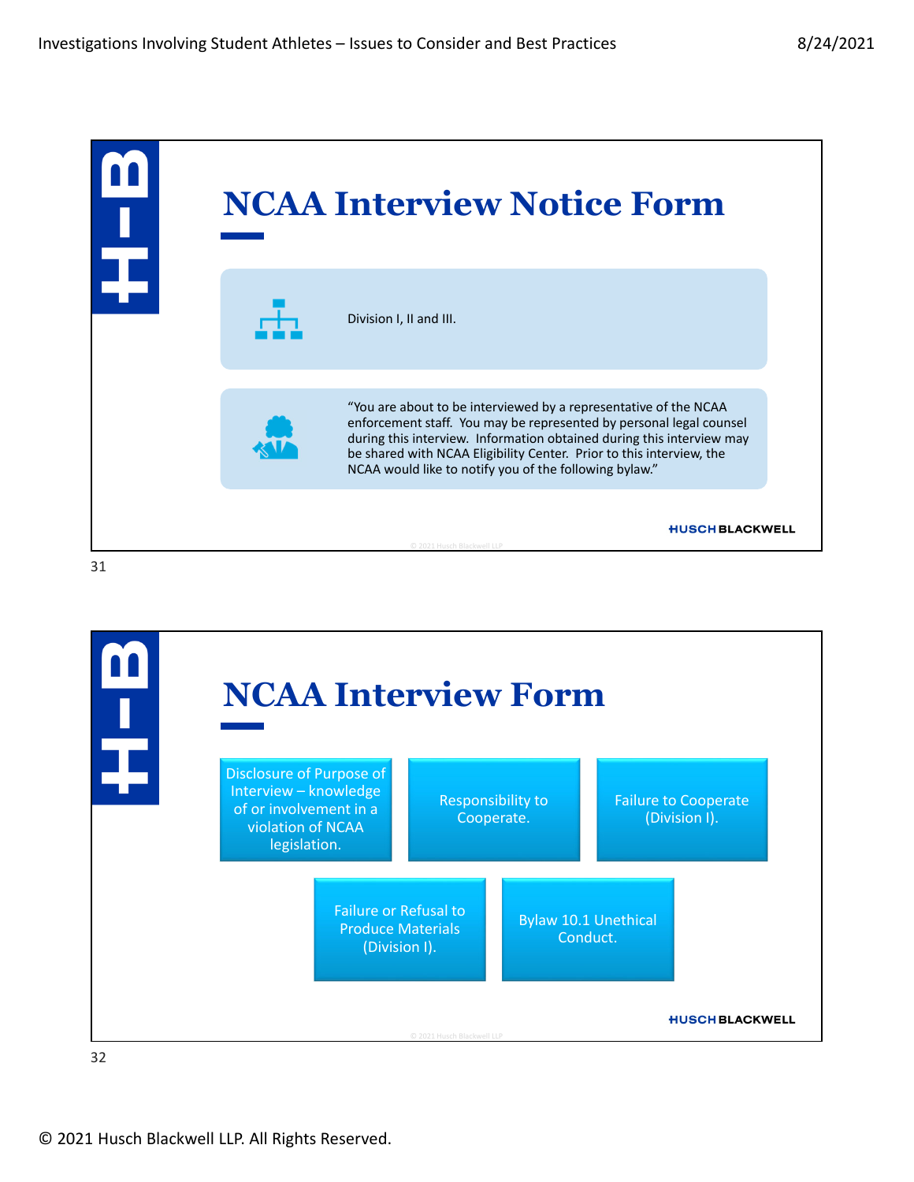# NCAA Interview Notice Form

Division I, II and III.

"You are about to be interviewed by a representative of the NCAA enforcement staff. You may be represented by personal legal counsel during this interview. Information obtained during this interview may be shared with NCAA Eligibility Center. Prior to this interview, the NCAA would like to notify you of the following bylaw."

# NCAA Interview Form

- Disclosure of Purpose of Interview – knowledge of or involvement in a violation of NCAA legislation.
- Responsibility to Cooperate.
- Failure to Cooperate (Division I).
- Failure or Refusal to Produce Materials (Division I).
- Bylaw 10.1 Unethical Conduct.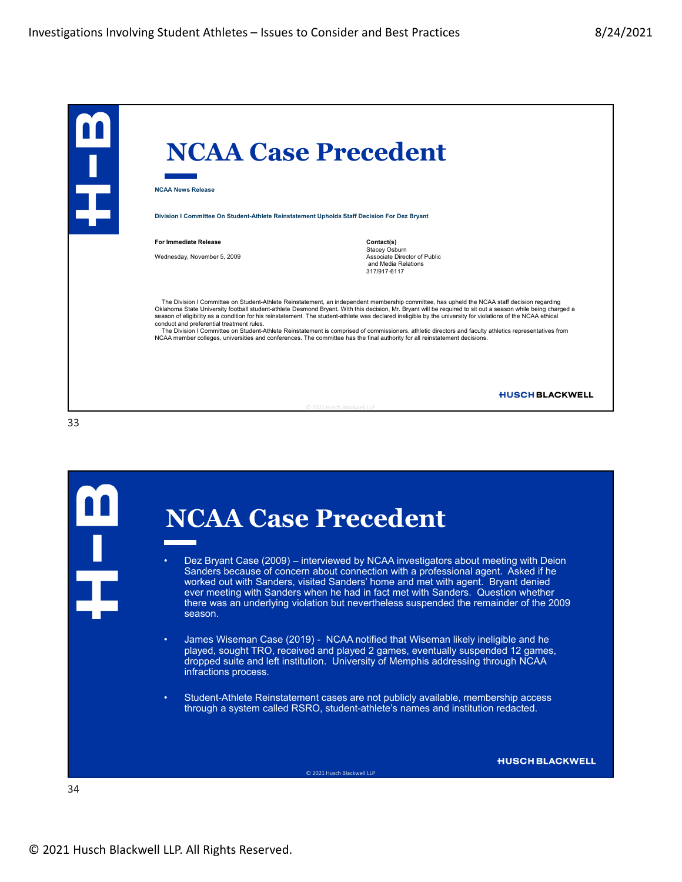# NCAA Case Precedent

**NCAA News Release**

**Division I Committee On Student-Athlete Reinstatement Upholds Staff Decision For Dez Bryant**

**For Immediate Release**

Wednesday, November 5, 2009

**Contact(s)**
Stacey Osburn
Associate Director of Public and Media Relations
317/917-6117

The Division I Committee on Student-Athlete Reinstatement, an independent membership committee, has upheld the NCAA staff decision regarding Oklahoma State University football student-athlete Desmond Bryant. With this decision, Mr. Bryant will be required to sit out a season while being charged a season of eligibility as a condition for his reinstatement. The student-athlete was declared ineligible by the university for violations of the NCAA ethical conduct and preferential treatment rules.

The Division I Committee on Student-Athlete Reinstatement is comprised of commissioners, athletic directors and faculty athletics representatives from NCAA member colleges, universities and conferences. The committee has the final authority for all reinstatement decisions.

# NCAA Case Precedent

- Dez Bryant Case (2009) – interviewed by NCAA investigators about meeting with Deion Sanders because of concern about connection with a professional agent. Asked if he worked out with Sanders, visited Sanders' home and met with agent. Bryant denied ever meeting with Sanders when he had in fact met with Sanders. Question whether there was an underlying violation but nevertheless suspended the remainder of the 2009 season.

- James Wiseman Case (2019) - NCAA notified that Wiseman likely ineligible and he played, sought TRO, received and played 2 games, eventually suspended 12 games, dropped suite and left institution. University of Memphis addressing through NCAA infractions process.

- Student-Athlete Reinstatement cases are not publicly available, membership access through a system called RSRO, student-athlete's names and institution redacted.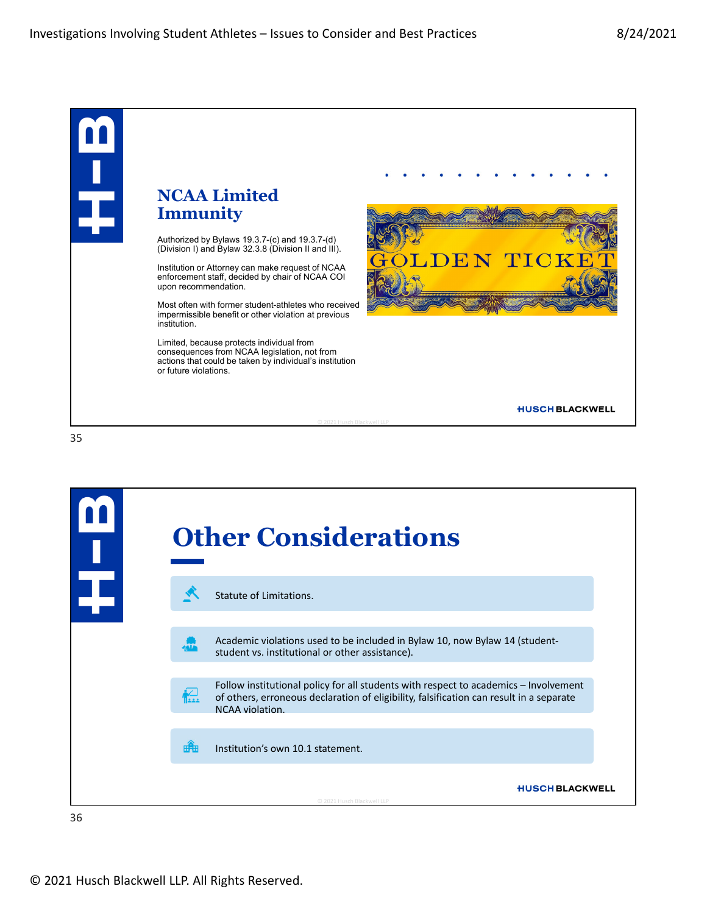## NCAA Limited Immunity

Authorized by Bylaws 19.3.7-(c) and 19.3.7-(d) (Division I) and Bylaw 32.3.8 (Division II and III).

Institution or Attorney can make request of NCAA enforcement staff, decided by chair of NCAA COI upon recommendation.

Most often with former student-athletes who received impermissible benefit or other violation at previous institution.

Limited, because protects individual from consequences from NCAA legislation, not from actions that could be taken by individual's institution or future violations.

GOLDEN TICKET

## Other Considerations

- Statute of Limitations.
- Academic violations used to be included in Bylaw 10, now Bylaw 14 (student-student vs. institutional or other assistance).
- Follow institutional policy for all students with respect to academics – Involvement of others, erroneous declaration of eligibility, falsification can result in a separate NCAA violation.
- Institution's own 10.1 statement.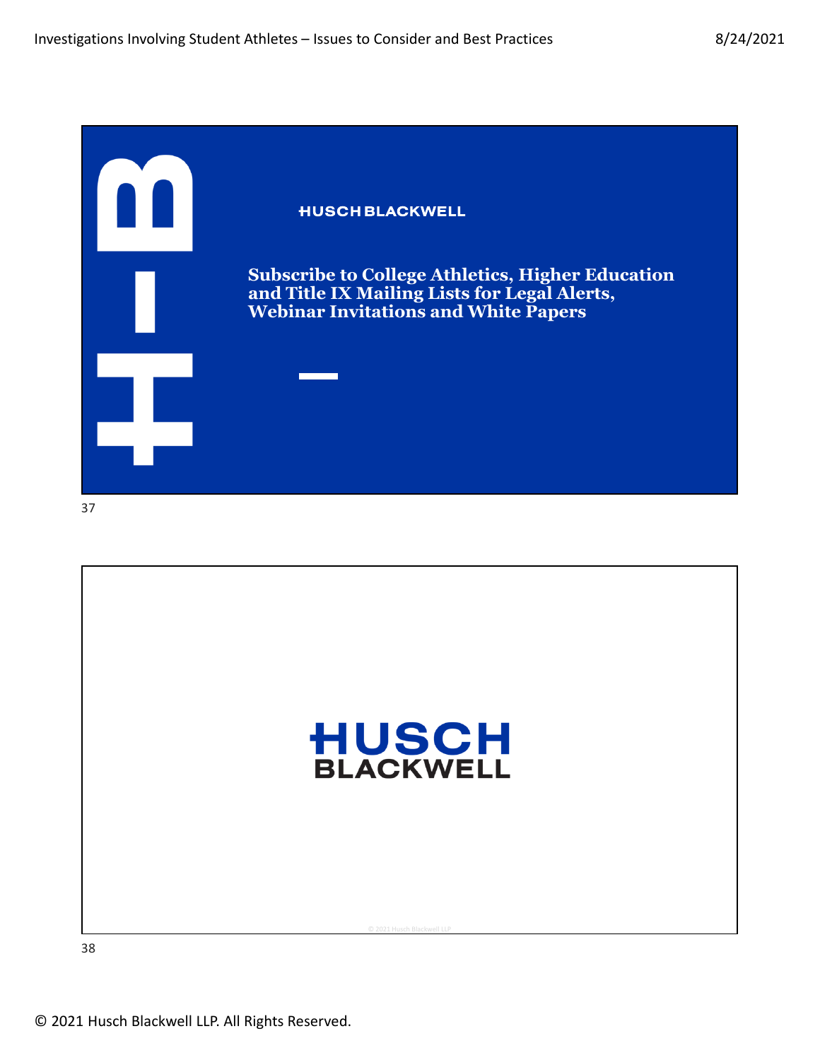HUSCH BLACKWELL

**Subscribe to College Athletics, Higher Education and Title IX Mailing Lists for Legal Alerts, Webinar Invitations and White Papers**

HUSCH BLACKWELL

© 2021 Husch Blackwell LLP

© 2021 Husch Blackwell LLP. All Rights Reserved.